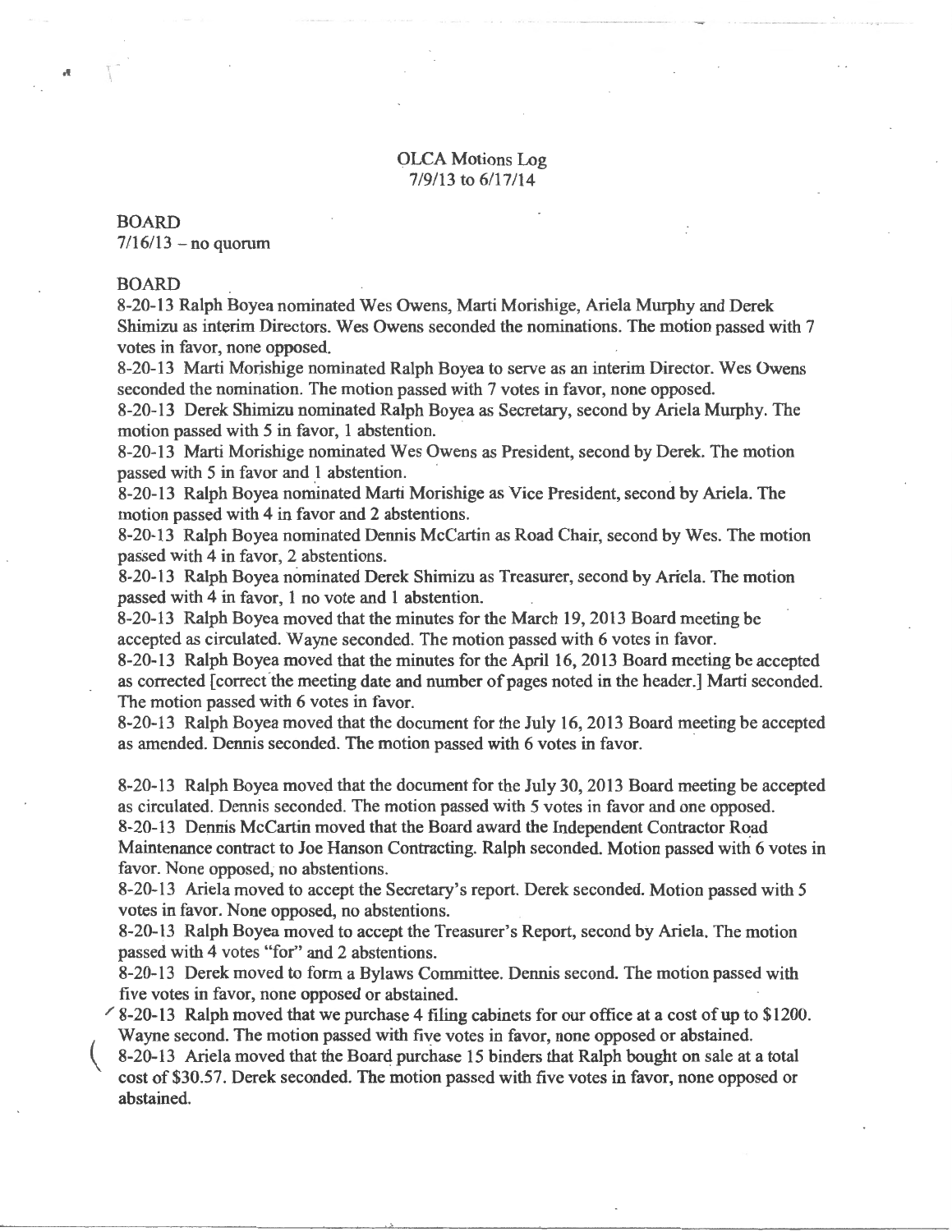# OLCA Motions Log
7/9/13 to 6/17/14

BOARD
7/16/13 – no quorum

BOARD
8-20-13 Ralph Boyea nominated Wes Owens, Marti Morishige, Ariela Murphy and Derek Shimizu as interim Directors. Wes Owens seconded the nominations. The motion passed with 7 votes in favor, none opposed.
8-20-13 Marti Morishige nominated Ralph Boyea to serve as an interim Director. Wes Owens seconded the nomination. The motion passed with 7 votes in favor, none opposed.
8-20-13 Derek Shimizu nominated Ralph Boyea as Secretary, second by Ariela Murphy. The motion passed with 5 in favor, 1 abstention.
8-20-13 Marti Morishige nominated Wes Owens as President, second by Derek. The motion passed with 5 in favor and 1 abstention.
8-20-13 Ralph Boyea nominated Marti Morishige as Vice President, second by Ariela. The motion passed with 4 in favor and 2 abstentions.
8-20-13 Ralph Boyea nominated Dennis McCartin as Road Chair, second by Wes. The motion passed with 4 in favor, 2 abstentions.
8-20-13 Ralph Boyea nominated Derek Shimizu as Treasurer, second by Ariela. The motion passed with 4 in favor, 1 no vote and 1 abstention.
8-20-13 Ralph Boyea moved that the minutes for the March 19, 2013 Board meeting be accepted as circulated. Wayne seconded. The motion passed with 6 votes in favor.
8-20-13 Ralph Boyea moved that the minutes for the April 16, 2013 Board meeting be accepted as corrected [correct the meeting date and number of pages noted in the header.] Marti seconded. The motion passed with 6 votes in favor.
8-20-13 Ralph Boyea moved that the document for the July 16, 2013 Board meeting be accepted as amended. Dennis seconded. The motion passed with 6 votes in favor.

8-20-13 Ralph Boyea moved that the document for the July 30, 2013 Board meeting be accepted as circulated. Dennis seconded. The motion passed with 5 votes in favor and one opposed.
8-20-13 Dennis McCartin moved that the Board award the Independent Contractor Road Maintenance contract to Joe Hanson Contracting. Ralph seconded. Motion passed with 6 votes in favor. None opposed, no abstentions.
8-20-13 Ariela moved to accept the Secretary's report. Derek seconded. Motion passed with 5 votes in favor. None opposed, no abstentions.
8-20-13 Ralph Boyea moved to accept the Treasurer's Report, second by Ariela. The motion passed with 4 votes "for" and 2 abstentions.
8-20-13 Derek moved to form a Bylaws Committee. Dennis second. The motion passed with five votes in favor, none opposed or abstained.
8-20-13 Ralph moved that we purchase 4 filing cabinets for our office at a cost of up to $1200. Wayne second. The motion passed with five votes in favor, none opposed or abstained.
8-20-13 Ariela moved that the Board purchase 15 binders that Ralph bought on sale at a total cost of $30.57. Derek seconded. The motion passed with five votes in favor, none opposed or abstained.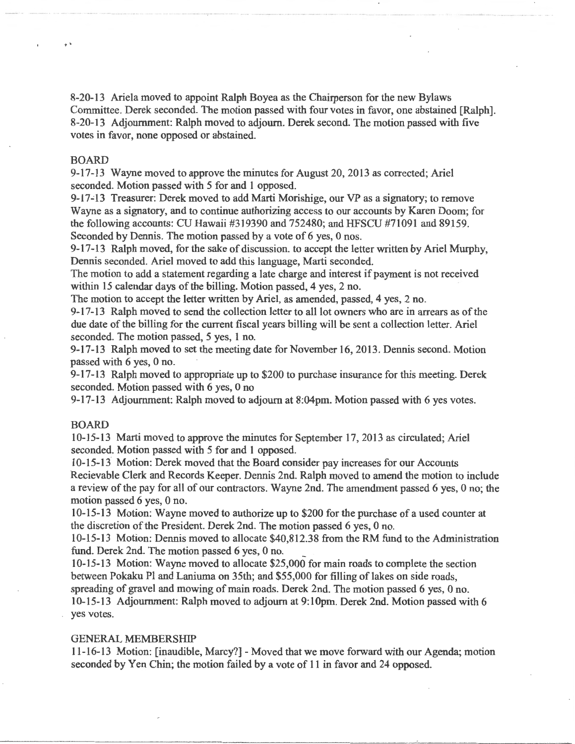8-20-13 Ariela moved to appoint Ralph Boyea as the Chairperson for the new Bylaws Committee. Derek seconded. The motion passed with four votes in favor, one abstained [Ralph].
8-20-13 Adjournment: Ralph moved to adjourn. Derek second. The motion passed with five votes in favor, none opposed or abstained.

BOARD

9-17-13 Wayne moved to approve the minutes for August 20, 2013 as corrected; Ariel seconded. Motion passed with 5 for and 1 opposed.
9-17-13 Treasurer: Derek moved to add Marti Morishige, our VP as a signatory; to remove Wayne as a signatory, and to continue authorizing access to our accounts by Karen Doom; for the following accounts: CU Hawaii #319390 and 752480; and HFSCU #71091 and 89159. Seconded by Dennis. The motion passed by a vote of 6 yes, 0 nos.
9-17-13 Ralph moved, for the sake of discussion. to accept the letter written by Ariel Murphy, Dennis seconded. Ariel moved to add this language, Marti seconded.
The motion to add a statement regarding a late charge and interest if payment is not received within 15 calendar days of the billing. Motion passed, 4 yes, 2 no.
The motion to accept the letter written by Ariel, as amended, passed, 4 yes, 2 no.
9-17-13 Ralph moved to send the collection letter to all lot owners who are in arrears as of the due date of the billing for the current fiscal years billing will be sent a collection letter. Ariel seconded. The motion passed, 5 yes, 1 no.
9-17-13 Ralph moved to set the meeting date for November 16, 2013. Dennis second. Motion passed with 6 yes, 0 no.
9-17-13 Ralph moved to appropriate up to $200 to purchase insurance for this meeting. Derek seconded. Motion passed with 6 yes, 0 no
9-17-13 Adjournment: Ralph moved to adjourn at 8:04pm. Motion passed with 6 yes votes.

BOARD

10-15-13 Marti moved to approve the minutes for September 17, 2013 as circulated; Ariel seconded. Motion passed with 5 for and 1 opposed.
10-15-13 Motion: Derek moved that the Board consider pay increases for our Accounts Recievable Clerk and Records Keeper. Dennis 2nd. Ralph moved to amend the motion to include a review of the pay for all of our contractors. Wayne 2nd. The amendment passed 6 yes, 0 no; the motion passed 6 yes, 0 no.
10-15-13 Motion: Wayne moved to authorize up to $200 for the purchase of a used counter at the discretion of the President. Derek 2nd. The motion passed 6 yes, 0 no.
10-15-13 Motion: Dennis moved to allocate $40,812.38 from the RM fund to the Administration fund. Derek 2nd. The motion passed 6 yes, 0 no.
10-15-13 Motion: Wayne moved to allocate $25,000 for main roads to complete the section between Pokaku Pl and Laniuma on 35th; and $55,000 for filling of lakes on side roads, spreading of gravel and mowing of main roads. Derek 2nd. The motion passed 6 yes, 0 no.
10-15-13 Adjournment: Ralph moved to adjourn at 9:10pm. Derek 2nd. Motion passed with 6 yes votes.

GENERAL MEMBERSHIP

11-16-13 Motion: [inaudible, Marcy?] - Moved that we move forward with our Agenda; motion seconded by Yen Chin; the motion failed by a vote of 11 in favor and 24 opposed.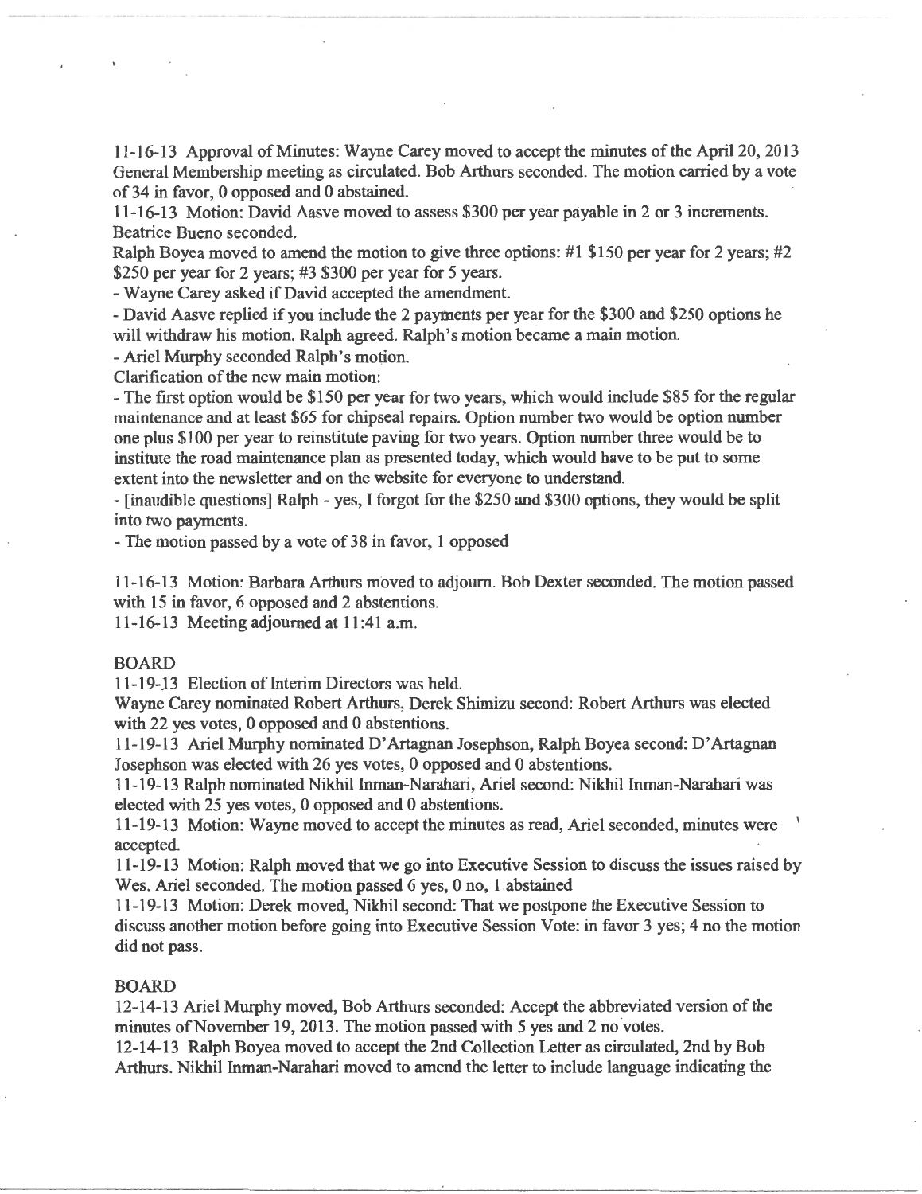11-16-13 Approval of Minutes: Wayne Carey moved to accept the minutes of the April 20, 2013 General Membership meeting as circulated. Bob Arthurs seconded. The motion carried by a vote of 34 in favor, 0 opposed and 0 abstained.

11-16-13 Motion: David Aasve moved to assess $300 per year payable in 2 or 3 increments. Beatrice Bueno seconded.

Ralph Boyea moved to amend the motion to give three options: #1 $150 per year for 2 years; #2 $250 per year for 2 years; #3 $300 per year for 5 years.

- Wayne Carey asked if David accepted the amendment.
- David Aasve replied if you include the 2 payments per year for the $300 and $250 options he will withdraw his motion. Ralph agreed. Ralph's motion became a main motion.
- Ariel Murphy seconded Ralph's motion.

Clarification of the new main motion:

- The first option would be $150 per year for two years, which would include $85 for the regular maintenance and at least $65 for chipseal repairs. Option number two would be option number one plus $100 per year to reinstitute paving for two years. Option number three would be to institute the road maintenance plan as presented today, which would have to be put to some extent into the newsletter and on the website for everyone to understand.
- [inaudible questions] Ralph - yes, I forgot for the $250 and $300 options, they would be split into two payments.
- The motion passed by a vote of 38 in favor, 1 opposed

11-16-13 Motion: Barbara Arthurs moved to adjourn. Bob Dexter seconded. The motion passed with 15 in favor, 6 opposed and 2 abstentions.

11-16-13 Meeting adjourned at 11:41 a.m.

BOARD

11-19-13 Election of Interim Directors was held.

Wayne Carey nominated Robert Arthurs, Derek Shimizu second: Robert Arthurs was elected with 22 yes votes, 0 opposed and 0 abstentions.

11-19-13 Ariel Murphy nominated D'Artagnan Josephson, Ralph Boyea second: D'Artagnan Josephson was elected with 26 yes votes, 0 opposed and 0 abstentions.

11-19-13 Ralph nominated Nikhil Inman-Narahari, Ariel second: Nikhil Inman-Narahari was elected with 25 yes votes, 0 opposed and 0 abstentions.

11-19-13 Motion: Wayne moved to accept the minutes as read, Ariel seconded, minutes were accepted.

11-19-13 Motion: Ralph moved that we go into Executive Session to discuss the issues raised by Wes. Ariel seconded. The motion passed 6 yes, 0 no, 1 abstained

11-19-13 Motion: Derek moved, Nikhil second: That we postpone the Executive Session to discuss another motion before going into Executive Session Vote: in favor 3 yes; 4 no the motion did not pass.

BOARD

12-14-13 Ariel Murphy moved, Bob Arthurs seconded: Accept the abbreviated version of the minutes of November 19, 2013. The motion passed with 5 yes and 2 no votes.

12-14-13 Ralph Boyea moved to accept the 2nd Collection Letter as circulated, 2nd by Bob Arthurs. Nikhil Inman-Narahari moved to amend the letter to include language indicating the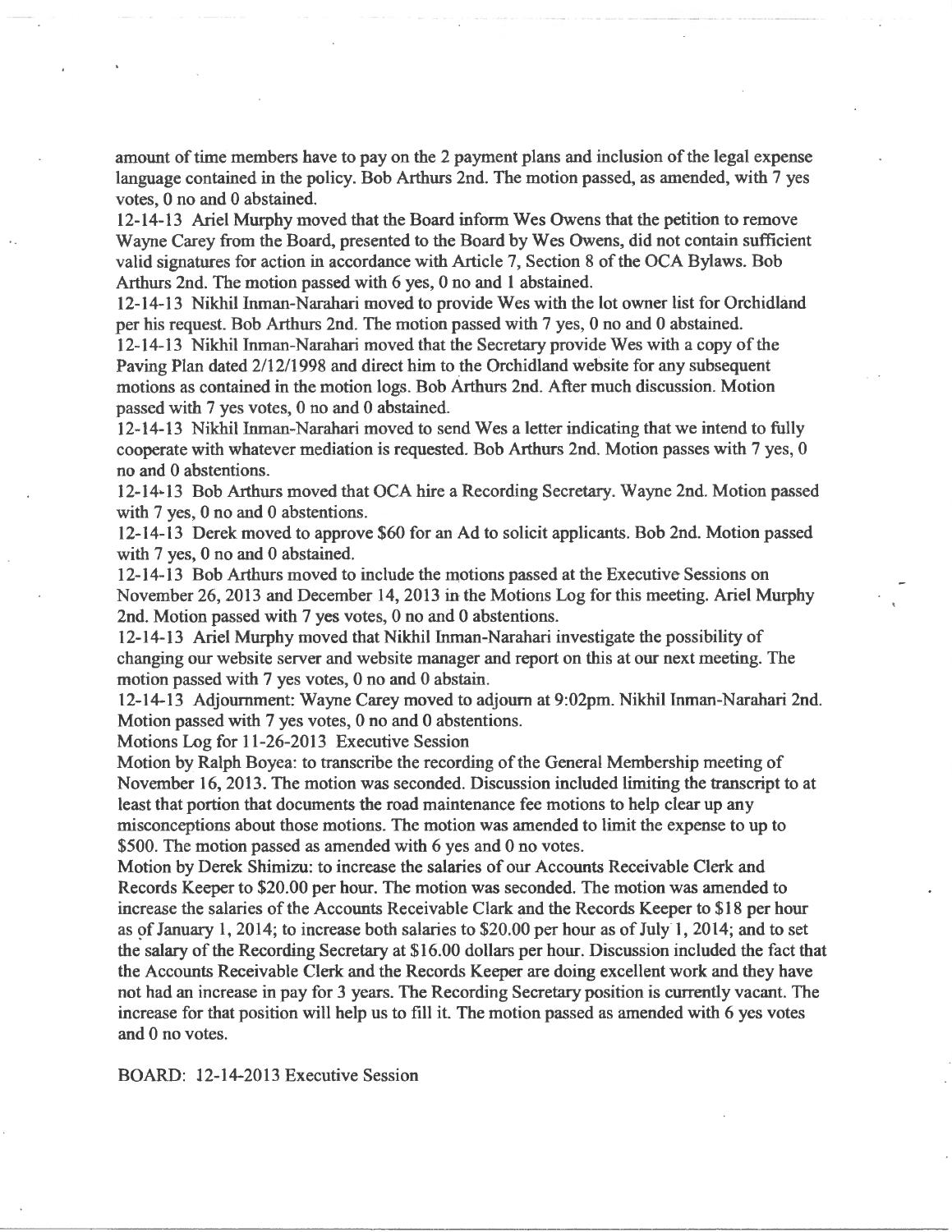amount of time members have to pay on the 2 payment plans and inclusion of the legal expense language contained in the policy. Bob Arthurs 2nd. The motion passed, as amended, with 7 yes votes, 0 no and 0 abstained.

12-14-13 Ariel Murphy moved that the Board inform Wes Owens that the petition to remove Wayne Carey from the Board, presented to the Board by Wes Owens, did not contain sufficient valid signatures for action in accordance with Article 7, Section 8 of the OCA Bylaws. Bob Arthurs 2nd. The motion passed with 6 yes, 0 no and 1 abstained.

12-14-13 Nikhil Inman-Narahari moved to provide Wes with the lot owner list for Orchidland per his request. Bob Arthurs 2nd. The motion passed with 7 yes, 0 no and 0 abstained.

12-14-13 Nikhil Inman-Narahari moved that the Secretary provide Wes with a copy of the Paving Plan dated 2/12/1998 and direct him to the Orchidland website for any subsequent motions as contained in the motion logs. Bob Arthurs 2nd. After much discussion. Motion passed with 7 yes votes, 0 no and 0 abstained.

12-14-13 Nikhil Inman-Narahari moved to send Wes a letter indicating that we intend to fully cooperate with whatever mediation is requested. Bob Arthurs 2nd. Motion passes with 7 yes, 0 no and 0 abstentions.

12-14-13 Bob Arthurs moved that OCA hire a Recording Secretary. Wayne 2nd. Motion passed with 7 yes, 0 no and 0 abstentions.

12-14-13 Derek moved to approve $60 for an Ad to solicit applicants. Bob 2nd. Motion passed with 7 yes, 0 no and 0 abstained.

12-14-13 Bob Arthurs moved to include the motions passed at the Executive Sessions on November 26, 2013 and December 14, 2013 in the Motions Log for this meeting. Ariel Murphy 2nd. Motion passed with 7 yes votes, 0 no and 0 abstentions.

12-14-13 Ariel Murphy moved that Nikhil Inman-Narahari investigate the possibility of changing our website server and website manager and report on this at our next meeting. The motion passed with 7 yes votes, 0 no and 0 abstain.

12-14-13 Adjournment: Wayne Carey moved to adjourn at 9:02pm. Nikhil Inman-Narahari 2nd. Motion passed with 7 yes votes, 0 no and 0 abstentions.

Motions Log for 11-26-2013 Executive Session

Motion by Ralph Boyea: to transcribe the recording of the General Membership meeting of November 16, 2013. The motion was seconded. Discussion included limiting the transcript to at least that portion that documents the road maintenance fee motions to help clear up any misconceptions about those motions. The motion was amended to limit the expense to up to $500. The motion passed as amended with 6 yes and 0 no votes.

Motion by Derek Shimizu: to increase the salaries of our Accounts Receivable Clerk and Records Keeper to $20.00 per hour. The motion was seconded. The motion was amended to increase the salaries of the Accounts Receivable Clark and the Records Keeper to $18 per hour as of January 1, 2014; to increase both salaries to $20.00 per hour as of July 1, 2014; and to set the salary of the Recording Secretary at $16.00 dollars per hour. Discussion included the fact that the Accounts Receivable Clerk and the Records Keeper are doing excellent work and they have not had an increase in pay for 3 years. The Recording Secretary position is currently vacant. The increase for that position will help us to fill it. The motion passed as amended with 6 yes votes and 0 no votes.

BOARD: 12-14-2013 Executive Session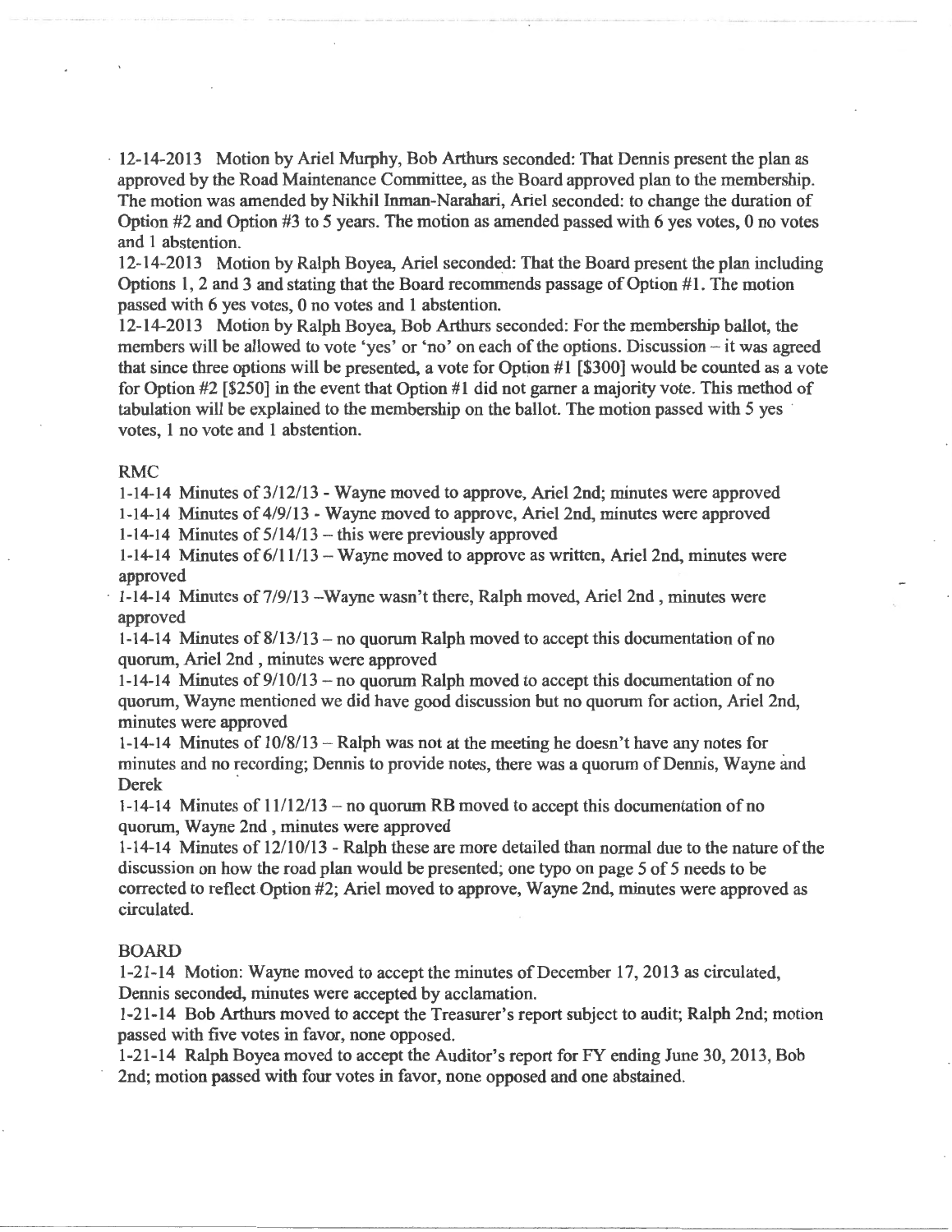12-14-2013 Motion by Ariel Murphy, Bob Arthurs seconded: That Dennis present the plan as approved by the Road Maintenance Committee, as the Board approved plan to the membership. The motion was amended by Nikhil Inman-Narahari, Ariel seconded: to change the duration of Option #2 and Option #3 to 5 years. The motion as amended passed with 6 yes votes, 0 no votes and 1 abstention.

12-14-2013 Motion by Ralph Boyea, Ariel seconded: That the Board present the plan including Options 1, 2 and 3 and stating that the Board recommends passage of Option #1. The motion passed with 6 yes votes, 0 no votes and 1 abstention.

12-14-2013 Motion by Ralph Boyea, Bob Arthurs seconded: For the membership ballot, the members will be allowed to vote 'yes' or 'no' on each of the options. Discussion – it was agreed that since three options will be presented, a vote for Option #1 [$300] would be counted as a vote for Option #2 [$250] in the event that Option #1 did not garner a majority vote. This method of tabulation will be explained to the membership on the ballot. The motion passed with 5 yes votes, 1 no vote and 1 abstention.

RMC

1-14-14 Minutes of 3/12/13 - Wayne moved to approve, Ariel 2nd; minutes were approved

1-14-14 Minutes of 4/9/13 - Wayne moved to approve, Ariel 2nd, minutes were approved

1-14-14 Minutes of 5/14/13 – this were previously approved

1-14-14 Minutes of 6/11/13 – Wayne moved to approve as written, Ariel 2nd, minutes were approved

1-14-14 Minutes of 7/9/13 –Wayne wasn't there, Ralph moved, Ariel 2nd , minutes were approved

1-14-14 Minutes of 8/13/13 – no quorum Ralph moved to accept this documentation of no quorum, Ariel 2nd , minutes were approved

1-14-14 Minutes of 9/10/13 – no quorum Ralph moved to accept this documentation of no quorum, Wayne mentioned we did have good discussion but no quorum for action, Ariel 2nd, minutes were approved

1-14-14 Minutes of 10/8/13 – Ralph was not at the meeting he doesn't have any notes for minutes and no recording; Dennis to provide notes, there was a quorum of Dennis, Wayne and Derek

1-14-14 Minutes of 11/12/13 – no quorum RB moved to accept this documentation of no quorum, Wayne 2nd , minutes were approved

1-14-14 Minutes of 12/10/13 - Ralph these are more detailed than normal due to the nature of the discussion on how the road plan would be presented; one typo on page 5 of 5 needs to be corrected to reflect Option #2; Ariel moved to approve, Wayne 2nd, minutes were approved as circulated.

BOARD

1-21-14 Motion: Wayne moved to accept the minutes of December 17, 2013 as circulated, Dennis seconded, minutes were accepted by acclamation.

1-21-14 Bob Arthurs moved to accept the Treasurer's report subject to audit; Ralph 2nd; motion passed with five votes in favor, none opposed.

1-21-14 Ralph Boyea moved to accept the Auditor's report for FY ending June 30, 2013, Bob 2nd; motion passed with four votes in favor, none opposed and one abstained.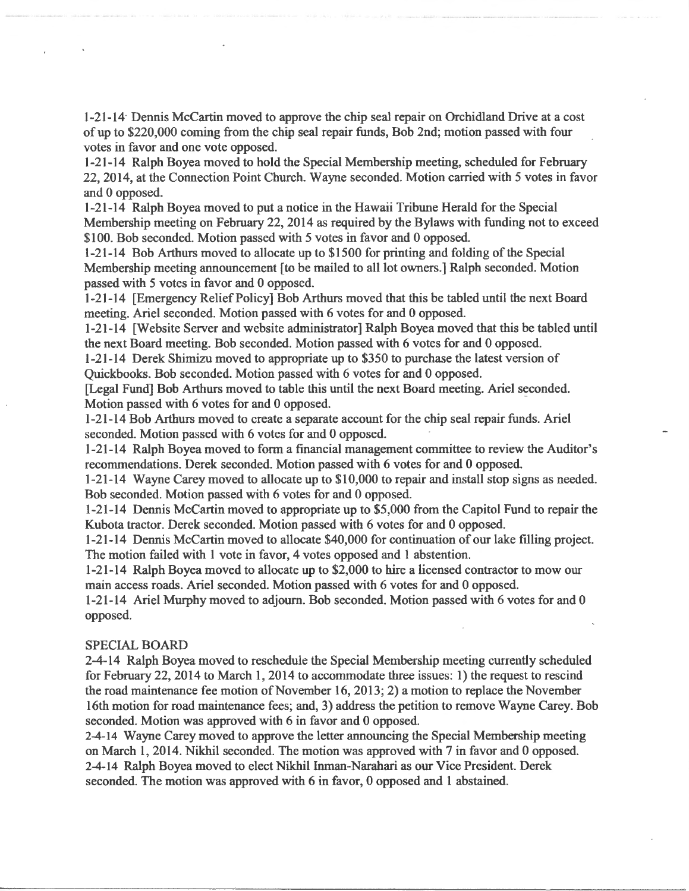1-21-14 Dennis McCartin moved to approve the chip seal repair on Orchidland Drive at a cost of up to $220,000 coming from the chip seal repair funds, Bob 2nd; motion passed with four votes in favor and one vote opposed.

1-21-14 Ralph Boyea moved to hold the Special Membership meeting, scheduled for February 22, 2014, at the Connection Point Church. Wayne seconded. Motion carried with 5 votes in favor and 0 opposed.

1-21-14 Ralph Boyea moved to put a notice in the Hawaii Tribune Herald for the Special Membership meeting on February 22, 2014 as required by the Bylaws with funding not to exceed $100. Bob seconded. Motion passed with 5 votes in favor and 0 opposed.

1-21-14 Bob Arthurs moved to allocate up to $1500 for printing and folding of the Special Membership meeting announcement [to be mailed to all lot owners.] Ralph seconded. Motion passed with 5 votes in favor and 0 opposed.

1-21-14 [Emergency Relief Policy] Bob Arthurs moved that this be tabled until the next Board meeting. Ariel seconded. Motion passed with 6 votes for and 0 opposed.

1-21-14 [Website Server and website administrator] Ralph Boyea moved that this be tabled until the next Board meeting. Bob seconded. Motion passed with 6 votes for and 0 opposed.

1-21-14 Derek Shimizu moved to appropriate up to $350 to purchase the latest version of Quickbooks. Bob seconded. Motion passed with 6 votes for and 0 opposed.

[Legal Fund] Bob Arthurs moved to table this until the next Board meeting. Ariel seconded. Motion passed with 6 votes for and 0 opposed.

1-21-14 Bob Arthurs moved to create a separate account for the chip seal repair funds. Ariel seconded. Motion passed with 6 votes for and 0 opposed.

1-21-14 Ralph Boyea moved to form a financial management committee to review the Auditor's recommendations. Derek seconded. Motion passed with 6 votes for and 0 opposed.

1-21-14 Wayne Carey moved to allocate up to $10,000 to repair and install stop signs as needed. Bob seconded. Motion passed with 6 votes for and 0 opposed.

1-21-14 Dennis McCartin moved to appropriate up to $5,000 from the Capitol Fund to repair the Kubota tractor. Derek seconded. Motion passed with 6 votes for and 0 opposed.

1-21-14 Dennis McCartin moved to allocate $40,000 for continuation of our lake filling project. The motion failed with 1 vote in favor, 4 votes opposed and 1 abstention.

1-21-14 Ralph Boyea moved to allocate up to $2,000 to hire a licensed contractor to mow our main access roads. Ariel seconded. Motion passed with 6 votes for and 0 opposed.

1-21-14 Ariel Murphy moved to adjourn. Bob seconded. Motion passed with 6 votes for and 0 opposed.

SPECIAL BOARD

2-4-14 Ralph Boyea moved to reschedule the Special Membership meeting currently scheduled for February 22, 2014 to March 1, 2014 to accommodate three issues: 1) the request to rescind the road maintenance fee motion of November 16, 2013; 2) a motion to replace the November 16th motion for road maintenance fees; and, 3) address the petition to remove Wayne Carey. Bob seconded. Motion was approved with 6 in favor and 0 opposed.

2-4-14 Wayne Carey moved to approve the letter announcing the Special Membership meeting on March 1, 2014. Nikhil seconded. The motion was approved with 7 in favor and 0 opposed.

2-4-14 Ralph Boyea moved to elect Nikhil Inman-Narahari as our Vice President. Derek seconded. The motion was approved with 6 in favor, 0 opposed and 1 abstained.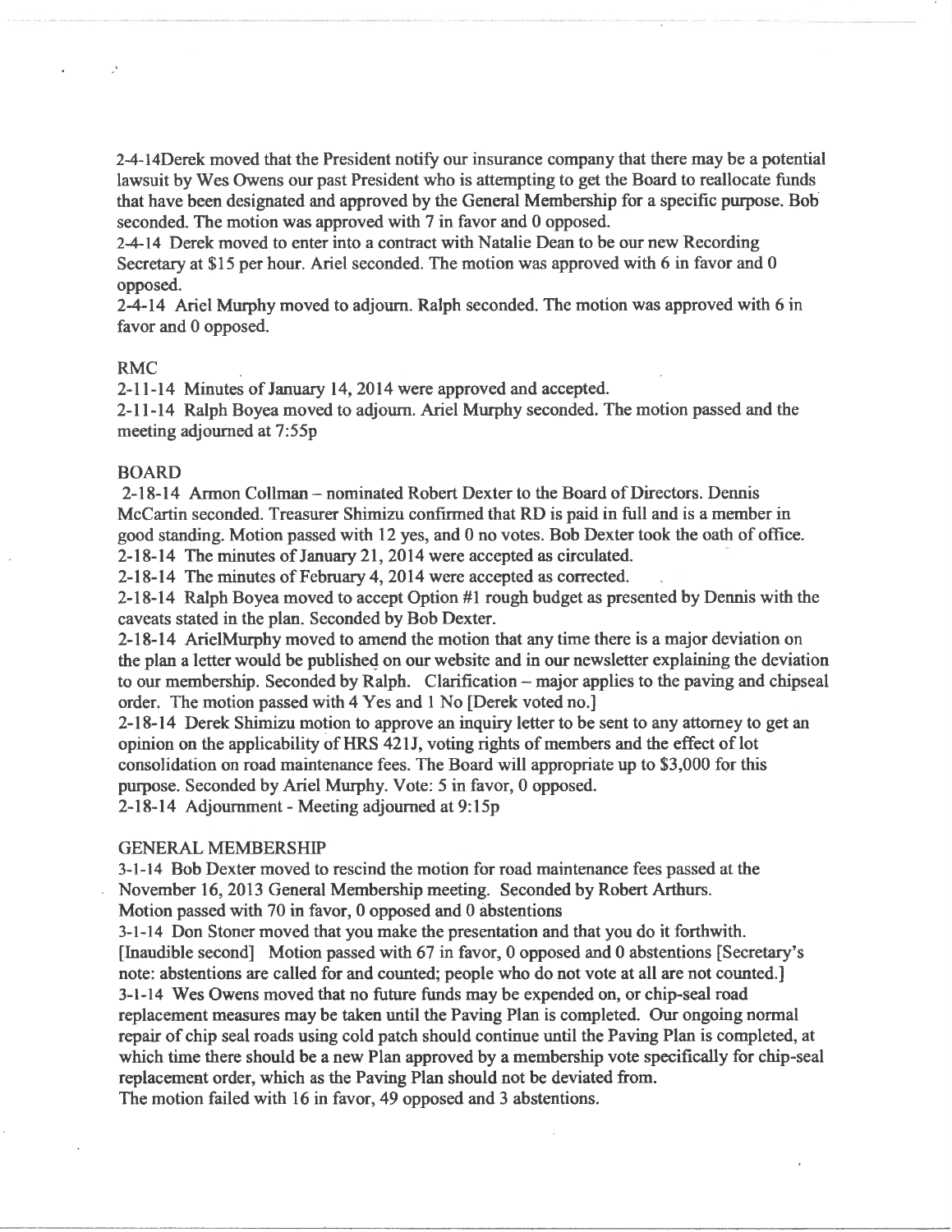2-4-14Derek moved that the President notify our insurance company that there may be a potential lawsuit by Wes Owens our past President who is attempting to get the Board to reallocate funds that have been designated and approved by the General Membership for a specific purpose. Bob seconded. The motion was approved with 7 in favor and 0 opposed.

2-4-14 Derek moved to enter into a contract with Natalie Dean to be our new Recording Secretary at $15 per hour. Ariel seconded. The motion was approved with 6 in favor and 0 opposed.

2-4-14 Ariel Murphy moved to adjourn. Ralph seconded. The motion was approved with 6 in favor and 0 opposed.

RMC

2-11-14 Minutes of January 14, 2014 were approved and accepted.

2-11-14 Ralph Boyea moved to adjourn. Ariel Murphy seconded. The motion passed and the meeting adjourned at 7:55p

BOARD

2-18-14 Armon Collman – nominated Robert Dexter to the Board of Directors. Dennis McCartin seconded. Treasurer Shimizu confirmed that RD is paid in full and is a member in good standing. Motion passed with 12 yes, and 0 no votes. Bob Dexter took the oath of office.

2-18-14 The minutes of January 21, 2014 were accepted as circulated.

2-18-14 The minutes of February 4, 2014 were accepted as corrected.

2-18-14 Ralph Boyea moved to accept Option #1 rough budget as presented by Dennis with the caveats stated in the plan. Seconded by Bob Dexter.

2-18-14 ArielMurphy moved to amend the motion that any time there is a major deviation on the plan a letter would be published on our website and in our newsletter explaining the deviation to our membership. Seconded by Ralph. Clarification – major applies to the paving and chipseal order. The motion passed with 4 Yes and 1 No [Derek voted no.]

2-18-14 Derek Shimizu motion to approve an inquiry letter to be sent to any attorney to get an opinion on the applicability of HRS 421J, voting rights of members and the effect of lot consolidation on road maintenance fees. The Board will appropriate up to $3,000 for this purpose. Seconded by Ariel Murphy. Vote: 5 in favor, 0 opposed.

2-18-14 Adjournment - Meeting adjourned at 9:15p

GENERAL MEMBERSHIP

3-1-14 Bob Dexter moved to rescind the motion for road maintenance fees passed at the November 16, 2013 General Membership meeting. Seconded by Robert Arthurs.
Motion passed with 70 in favor, 0 opposed and 0 abstentions

3-1-14 Don Stoner moved that you make the presentation and that you do it forthwith. [Inaudible second] Motion passed with 67 in favor, 0 opposed and 0 abstentions [Secretary's note: abstentions are called for and counted; people who do not vote at all are not counted.]

3-1-14 Wes Owens moved that no future funds may be expended on, or chip-seal road replacement measures may be taken until the Paving Plan is completed. Our ongoing normal repair of chip seal roads using cold patch should continue until the Paving Plan is completed, at which time there should be a new Plan approved by a membership vote specifically for chip-seal replacement order, which as the Paving Plan should not be deviated from.
The motion failed with 16 in favor, 49 opposed and 3 abstentions.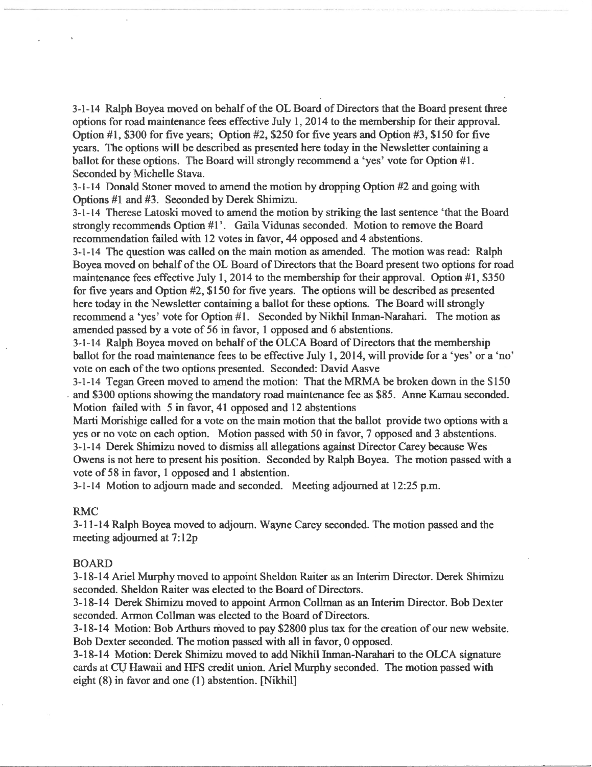3-1-14 Ralph Boyea moved on behalf of the OL Board of Directors that the Board present three options for road maintenance fees effective July 1, 2014 to the membership for their approval. Option #1, $300 for five years; Option #2, $250 for five years and Option #3, $150 for five years. The options will be described as presented here today in the Newsletter containing a ballot for these options. The Board will strongly recommend a 'yes' vote for Option #1. Seconded by Michelle Stava.

3-1-14 Donald Stoner moved to amend the motion by dropping Option #2 and going with Options #1 and #3. Seconded by Derek Shimizu.

3-1-14 Therese Latoski moved to amend the motion by striking the last sentence 'that the Board strongly recommends Option #1'. Gaila Vidunas seconded. Motion to remove the Board recommendation failed with 12 votes in favor, 44 opposed and 4 abstentions.

3-1-14 The question was called on the main motion as amended. The motion was read: Ralph Boyea moved on behalf of the OL Board of Directors that the Board present two options for road maintenance fees effective July 1, 2014 to the membership for their approval. Option #1, $350 for five years and Option #2, $150 for five years. The options will be described as presented here today in the Newsletter containing a ballot for these options. The Board will strongly recommend a 'yes' vote for Option #1. Seconded by Nikhil Inman-Narahari. The motion as amended passed by a vote of 56 in favor, 1 opposed and 6 abstentions.

3-1-14 Ralph Boyea moved on behalf of the OLCA Board of Directors that the membership ballot for the road maintenance fees to be effective July 1, 2014, will provide for a 'yes' or a 'no' vote on each of the two options presented. Seconded: David Aasve

3-1-14 Tegan Green moved to amend the motion: That the MRMA be broken down in the $150 and $300 options showing the mandatory road maintenance fee as $85. Anne Kamau seconded. Motion failed with 5 in favor, 41 opposed and 12 abstentions

Marti Morishige called for a vote on the main motion that the ballot provide two options with a yes or no vote on each option. Motion passed with 50 in favor, 7 opposed and 3 abstentions.

3-1-14 Derek Shimizu noved to dismiss all allegations against Director Carey because Wes Owens is not here to present his position. Seconded by Ralph Boyea. The motion passed with a vote of 58 in favor, 1 opposed and 1 abstention.

3-1-14 Motion to adjourn made and seconded. Meeting adjourned at 12:25 p.m.

RMC

3-11-14 Ralph Boyea moved to adjourn. Wayne Carey seconded. The motion passed and the meeting adjourned at 7:12p

BOARD

3-18-14 Ariel Murphy moved to appoint Sheldon Raiter as an Interim Director. Derek Shimizu seconded. Sheldon Raiter was elected to the Board of Directors.

3-18-14 Derek Shimizu moved to appoint Armon Collman as an Interim Director. Bob Dexter seconded. Armon Collman was elected to the Board of Directors.

3-18-14 Motion: Bob Arthurs moved to pay $2800 plus tax for the creation of our new website. Bob Dexter seconded. The motion passed with all in favor, 0 opposed.

3-18-14 Motion: Derek Shimizu moved to add Nikhil Inman-Narahari to the OLCA signature cards at CU Hawaii and HFS credit union. Ariel Murphy seconded. The motion passed with eight (8) in favor and one (1) abstention. [Nikhil]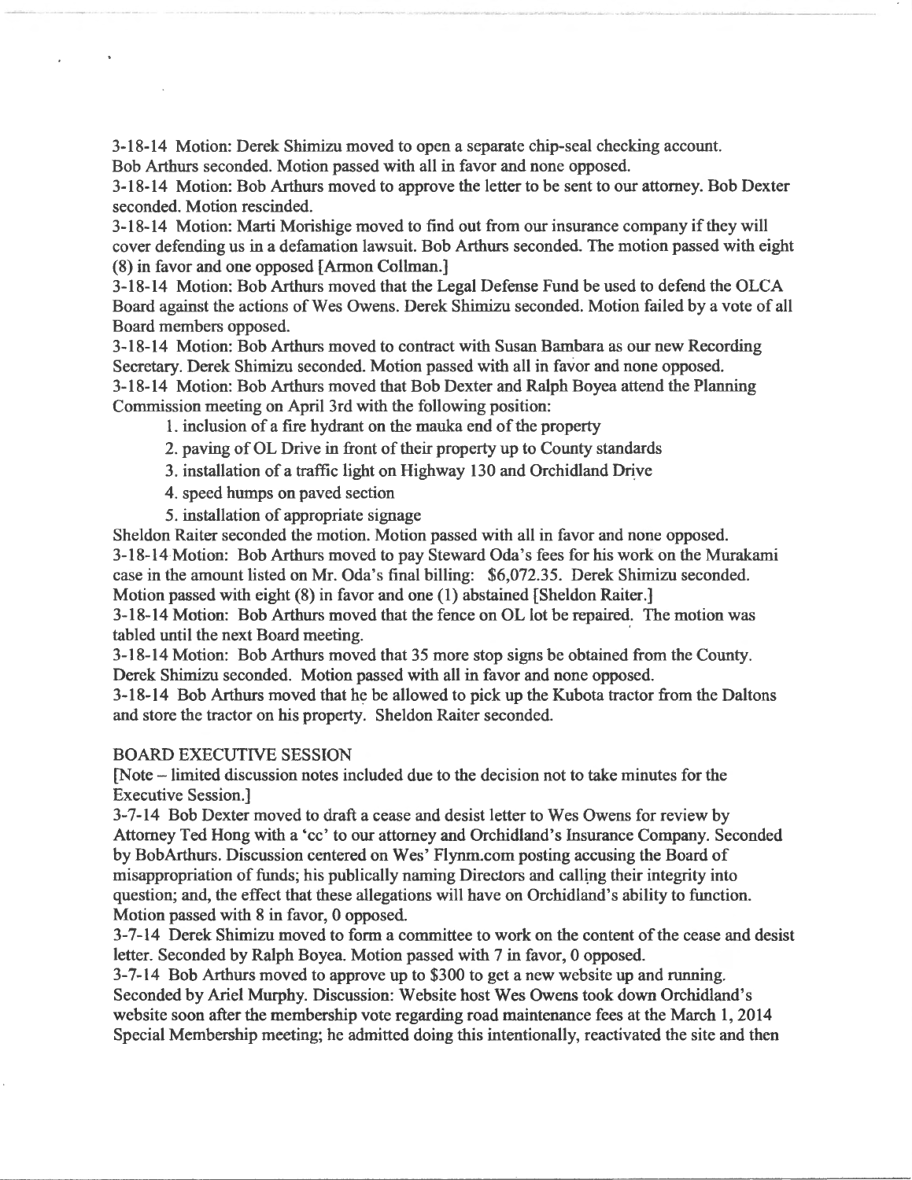3-18-14 Motion: Derek Shimizu moved to open a separate chip-seal checking account. Bob Arthurs seconded. Motion passed with all in favor and none opposed.

3-18-14 Motion: Bob Arthurs moved to approve the letter to be sent to our attorney. Bob Dexter seconded. Motion rescinded.

3-18-14 Motion: Marti Morishige moved to find out from our insurance company if they will cover defending us in a defamation lawsuit. Bob Arthurs seconded. The motion passed with eight (8) in favor and one opposed [Armon Collman.]

3-18-14 Motion: Bob Arthurs moved that the Legal Defense Fund be used to defend the OLCA Board against the actions of Wes Owens. Derek Shimizu seconded. Motion failed by a vote of all Board members opposed.

3-18-14 Motion: Bob Arthurs moved to contract with Susan Bambara as our new Recording Secretary. Derek Shimizu seconded. Motion passed with all in favor and none opposed.

3-18-14 Motion: Bob Arthurs moved that Bob Dexter and Ralph Boyea attend the Planning Commission meeting on April 3rd with the following position:

1. inclusion of a fire hydrant on the mauka end of the property
2. paving of OL Drive in front of their property up to County standards
3. installation of a traffic light on Highway 130 and Orchidland Drive
4. speed humps on paved section
5. installation of appropriate signage

Sheldon Raiter seconded the motion. Motion passed with all in favor and none opposed.

3-18-14 Motion: Bob Arthurs moved to pay Steward Oda's fees for his work on the Murakami case in the amount listed on Mr. Oda's final billing: $6,072.35. Derek Shimizu seconded. Motion passed with eight (8) in favor and one (1) abstained [Sheldon Raiter.]

3-18-14 Motion: Bob Arthurs moved that the fence on OL lot be repaired. The motion was tabled until the next Board meeting.

3-18-14 Motion: Bob Arthurs moved that 35 more stop signs be obtained from the County. Derek Shimizu seconded. Motion passed with all in favor and none opposed.

3-18-14 Bob Arthurs moved that he be allowed to pick up the Kubota tractor from the Daltons and store the tractor on his property. Sheldon Raiter seconded.

## BOARD EXECUTIVE SESSION

[Note – limited discussion notes included due to the decision not to take minutes for the Executive Session.]

3-7-14 Bob Dexter moved to draft a cease and desist letter to Wes Owens for review by Attorney Ted Hong with a 'cc' to our attorney and Orchidland's Insurance Company. Seconded by BobArthurs. Discussion centered on Wes' Flynm.com posting accusing the Board of misappropriation of funds; his publically naming Directors and calling their integrity into question; and, the effect that these allegations will have on Orchidland's ability to function. Motion passed with 8 in favor, 0 opposed.

3-7-14 Derek Shimizu moved to form a committee to work on the content of the cease and desist letter. Seconded by Ralph Boyea. Motion passed with 7 in favor, 0 opposed.

3-7-14 Bob Arthurs moved to approve up to $300 to get a new website up and running. Seconded by Ariel Murphy. Discussion: Website host Wes Owens took down Orchidland's website soon after the membership vote regarding road maintenance fees at the March 1, 2014 Special Membership meeting; he admitted doing this intentionally, reactivated the site and then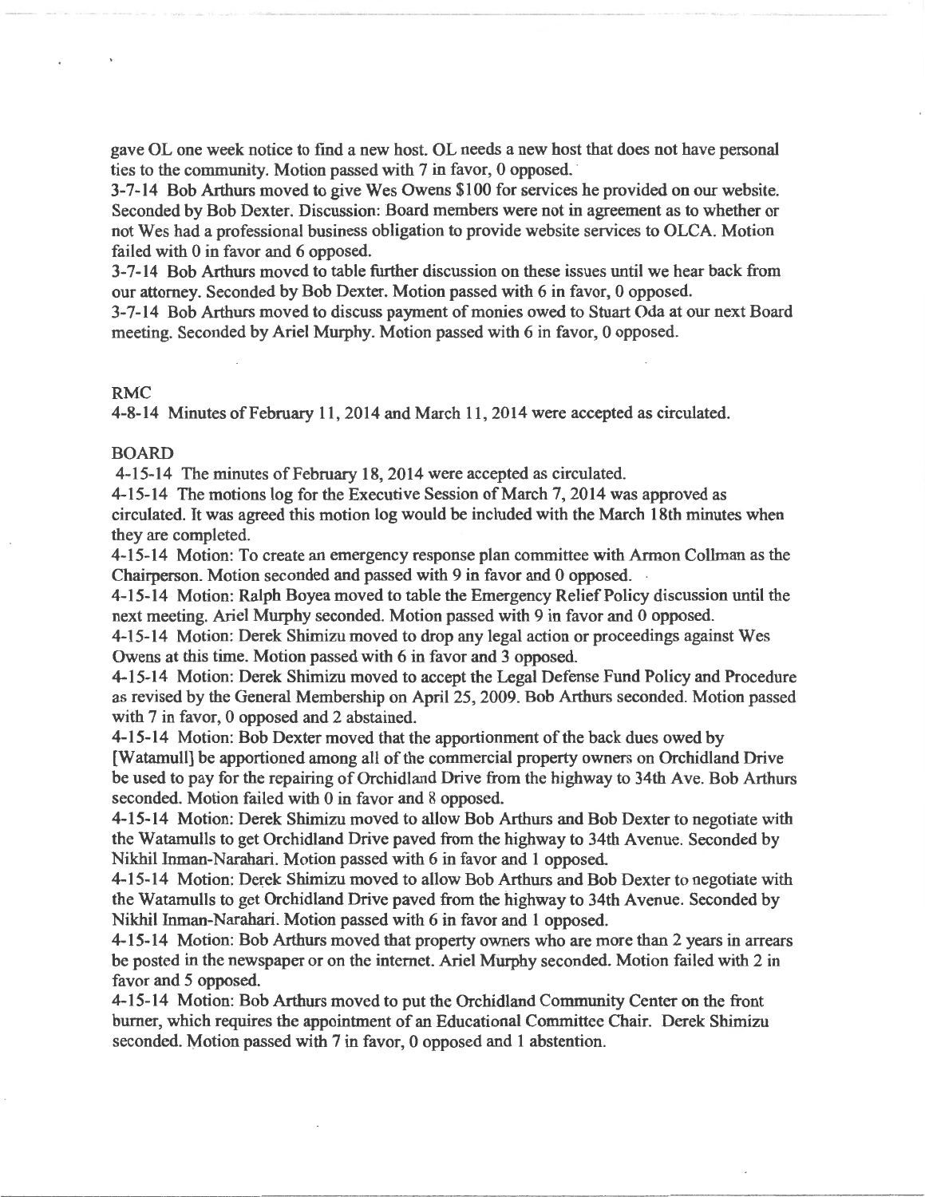gave OL one week notice to find a new host. OL needs a new host that does not have personal ties to the community. Motion passed with 7 in favor, 0 opposed.

3-7-14 Bob Arthurs moved to give Wes Owens $100 for services he provided on our website. Seconded by Bob Dexter. Discussion: Board members were not in agreement as to whether or not Wes had a professional business obligation to provide website services to OLCA. Motion failed with 0 in favor and 6 opposed.

3-7-14 Bob Arthurs moved to table further discussion on these issues until we hear back from our attorney. Seconded by Bob Dexter. Motion passed with 6 in favor, 0 opposed.

3-7-14 Bob Arthurs moved to discuss payment of monies owed to Stuart Oda at our next Board meeting. Seconded by Ariel Murphy. Motion passed with 6 in favor, 0 opposed.

RMC

4-8-14 Minutes of February 11, 2014 and March 11, 2014 were accepted as circulated.

BOARD

4-15-14 The minutes of February 18, 2014 were accepted as circulated.

4-15-14 The motions log for the Executive Session of March 7, 2014 was approved as circulated. It was agreed this motion log would be included with the March 18th minutes when they are completed.

4-15-14 Motion: To create an emergency response plan committee with Armon Collman as the Chairperson. Motion seconded and passed with 9 in favor and 0 opposed.

4-15-14 Motion: Ralph Boyea moved to table the Emergency Relief Policy discussion until the next meeting. Ariel Murphy seconded. Motion passed with 9 in favor and 0 opposed.

4-15-14 Motion: Derek Shimizu moved to drop any legal action or proceedings against Wes Owens at this time. Motion passed with 6 in favor and 3 opposed.

4-15-14 Motion: Derek Shimizu moved to accept the Legal Defense Fund Policy and Procedure as revised by the General Membership on April 25, 2009. Bob Arthurs seconded. Motion passed with 7 in favor, 0 opposed and 2 abstained.

4-15-14 Motion: Bob Dexter moved that the apportionment of the back dues owed by [Watamull] be apportioned among all of the commercial property owners on Orchidland Drive be used to pay for the repairing of Orchidland Drive from the highway to 34th Ave. Bob Arthurs seconded. Motion failed with 0 in favor and 8 opposed.

4-15-14 Motion: Derek Shimizu moved to allow Bob Arthurs and Bob Dexter to negotiate with the Watamulls to get Orchidland Drive paved from the highway to 34th Avenue. Seconded by Nikhil Inman-Narahari. Motion passed with 6 in favor and 1 opposed.

4-15-14 Motion: Derek Shimizu moved to allow Bob Arthurs and Bob Dexter to negotiate with the Watamulls to get Orchidland Drive paved from the highway to 34th Avenue. Seconded by Nikhil Inman-Narahari. Motion passed with 6 in favor and 1 opposed.

4-15-14 Motion: Bob Arthurs moved that property owners who are more than 2 years in arrears be posted in the newspaper or on the internet. Ariel Murphy seconded. Motion failed with 2 in favor and 5 opposed.

4-15-14 Motion: Bob Arthurs moved to put the Orchidland Community Center on the front burner, which requires the appointment of an Educational Committee Chair. Derek Shimizu seconded. Motion passed with 7 in favor, 0 opposed and 1 abstention.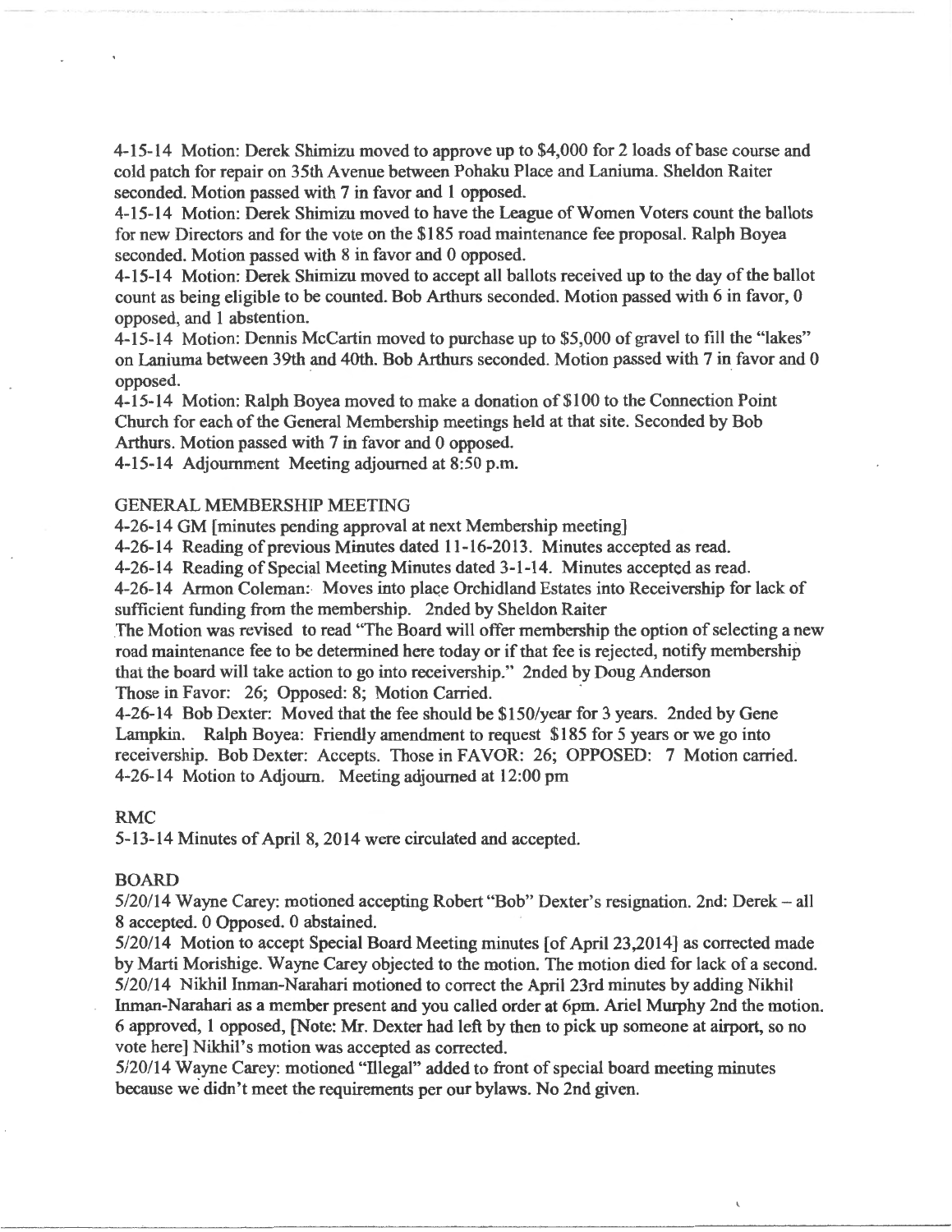4-15-14 Motion: Derek Shimizu moved to approve up to $4,000 for 2 loads of base course and cold patch for repair on 35th Avenue between Pohaku Place and Laniuma. Sheldon Raiter seconded. Motion passed with 7 in favor and 1 opposed.

4-15-14 Motion: Derek Shimizu moved to have the League of Women Voters count the ballots for new Directors and for the vote on the $185 road maintenance fee proposal. Ralph Boyea seconded. Motion passed with 8 in favor and 0 opposed.

4-15-14 Motion: Derek Shimizu moved to accept all ballots received up to the day of the ballot count as being eligible to be counted. Bob Arthurs seconded. Motion passed with 6 in favor, 0 opposed, and 1 abstention.

4-15-14 Motion: Dennis McCartin moved to purchase up to $5,000 of gravel to fill the "lakes" on Laniuma between 39th and 40th. Bob Arthurs seconded. Motion passed with 7 in favor and 0 opposed.

4-15-14 Motion: Ralph Boyea moved to make a donation of $100 to the Connection Point Church for each of the General Membership meetings held at that site. Seconded by Bob Arthurs. Motion passed with 7 in favor and 0 opposed.

4-15-14 Adjournment Meeting adjourned at 8:50 p.m.

GENERAL MEMBERSHIP MEETING

4-26-14 GM [minutes pending approval at next Membership meeting]

4-26-14 Reading of previous Minutes dated 11-16-2013. Minutes accepted as read.

4-26-14 Reading of Special Meeting Minutes dated 3-1-14. Minutes accepted as read.

4-26-14 Armon Coleman: Moves into place Orchidland Estates into Receivership for lack of sufficient funding from the membership. 2nded by Sheldon Raiter

The Motion was revised to read "The Board will offer membership the option of selecting a new road maintenance fee to be determined here today or if that fee is rejected, notify membership that the board will take action to go into receivership." 2nded by Doug Anderson

Those in Favor: 26; Opposed: 8; Motion Carried.

4-26-14 Bob Dexter: Moved that the fee should be $150/year for 3 years. 2nded by Gene Lampkin. Ralph Boyea: Friendly amendment to request $185 for 5 years or we go into receivership. Bob Dexter: Accepts. Those in FAVOR: 26; OPPOSED: 7 Motion carried.

4-26-14 Motion to Adjourn. Meeting adjourned at 12:00 pm

RMC

5-13-14 Minutes of April 8, 2014 were circulated and accepted.

BOARD

5/20/14 Wayne Carey: motioned accepting Robert "Bob" Dexter's resignation. 2nd: Derek – all 8 accepted. 0 Opposed. 0 abstained.

5/20/14 Motion to accept Special Board Meeting minutes [of April 23,2014] as corrected made by Marti Morishige. Wayne Carey objected to the motion. The motion died for lack of a second.

5/20/14 Nikhil Inman-Narahari motioned to correct the April 23rd minutes by adding Nikhil Inman-Narahari as a member present and you called order at 6pm. Ariel Murphy 2nd the motion. 6 approved, 1 opposed, [Note: Mr. Dexter had left by then to pick up someone at airport, so no vote here] Nikhil's motion was accepted as corrected.

5/20/14 Wayne Carey: motioned "Illegal" added to front of special board meeting minutes because we didn't meet the requirements per our bylaws. No 2nd given.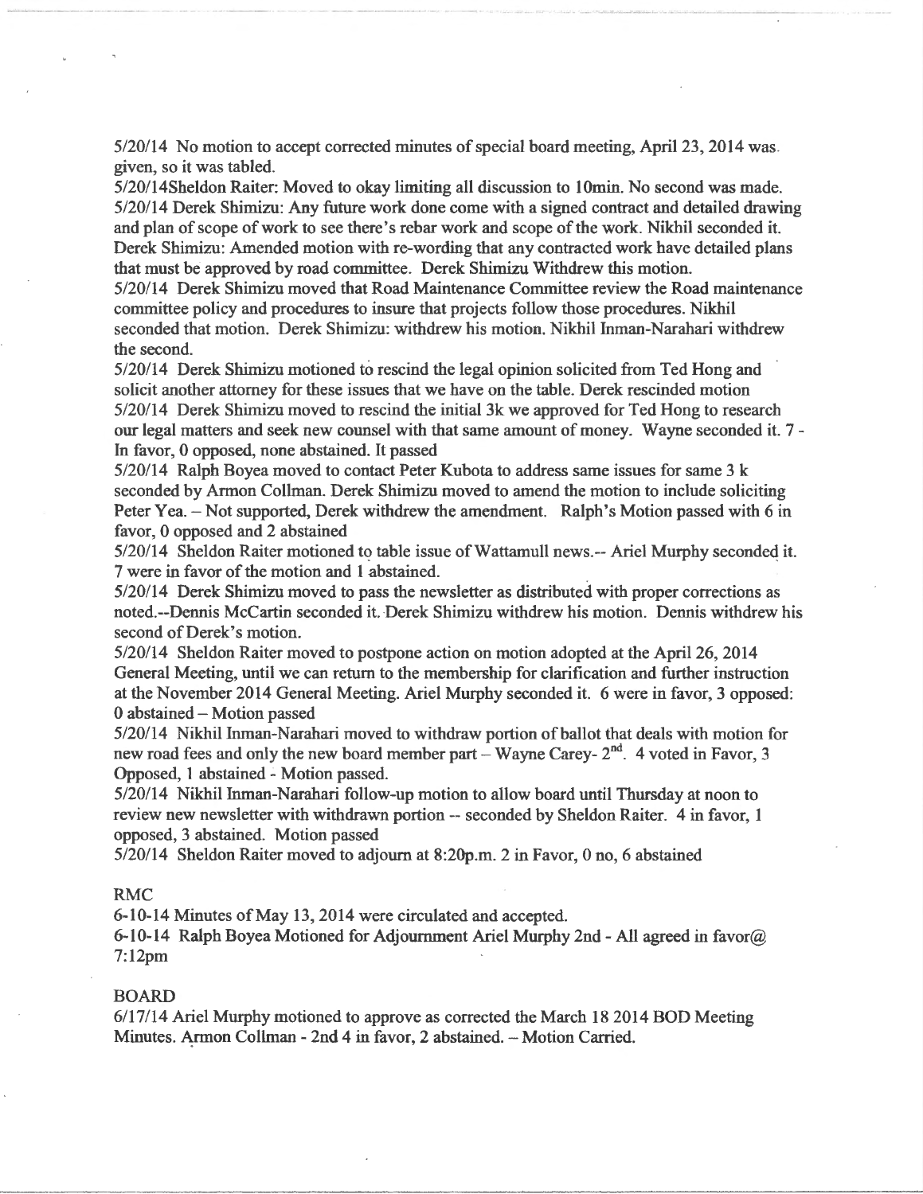5/20/14 No motion to accept corrected minutes of special board meeting, April 23, 2014 was given, so it was tabled.

5/20/14Sheldon Raiter: Moved to okay limiting all discussion to 10min. No second was made.

5/20/14 Derek Shimizu: Any future work done come with a signed contract and detailed drawing and plan of scope of work to see there's rebar work and scope of the work. Nikhil seconded it. Derek Shimizu: Amended motion with re-wording that any contracted work have detailed plans that must be approved by road committee. Derek Shimizu Withdrew this motion.

5/20/14 Derek Shimizu moved that Road Maintenance Committee review the Road maintenance committee policy and procedures to insure that projects follow those procedures. Nikhil seconded that motion. Derek Shimizu: withdrew his motion. Nikhil Inman-Narahari withdrew the second.

5/20/14 Derek Shimizu motioned to rescind the legal opinion solicited from Ted Hong and solicit another attorney for these issues that we have on the table. Derek rescinded motion

5/20/14 Derek Shimizu moved to rescind the initial 3k we approved for Ted Hong to research our legal matters and seek new counsel with that same amount of money. Wayne seconded it. 7 - In favor, 0 opposed, none abstained. It passed

5/20/14 Ralph Boyea moved to contact Peter Kubota to address same issues for same 3 k seconded by Armon Collman. Derek Shimizu moved to amend the motion to include soliciting Peter Yea. – Not supported, Derek withdrew the amendment. Ralph's Motion passed with 6 in favor, 0 opposed and 2 abstained

5/20/14 Sheldon Raiter motioned to table issue of Wattamull news.-- Ariel Murphy seconded it. 7 were in favor of the motion and 1 abstained.

5/20/14 Derek Shimizu moved to pass the newsletter as distributed with proper corrections as noted.--Dennis McCartin seconded it. Derek Shimizu withdrew his motion. Dennis withdrew his second of Derek's motion.

5/20/14 Sheldon Raiter moved to postpone action on motion adopted at the April 26, 2014 General Meeting, until we can return to the membership for clarification and further instruction at the November 2014 General Meeting. Ariel Murphy seconded it. 6 were in favor, 3 opposed: 0 abstained – Motion passed

5/20/14 Nikhil Inman-Narahari moved to withdraw portion of ballot that deals with motion for new road fees and only the new board member part – Wayne Carey- 2nd. 4 voted in Favor, 3 Opposed, 1 abstained - Motion passed.

5/20/14 Nikhil Inman-Narahari follow-up motion to allow board until Thursday at noon to review new newsletter with withdrawn portion -- seconded by Sheldon Raiter. 4 in favor, 1 opposed, 3 abstained. Motion passed

5/20/14 Sheldon Raiter moved to adjourn at 8:20p.m. 2 in Favor, 0 no, 6 abstained

RMC

6-10-14 Minutes of May 13, 2014 were circulated and accepted.

6-10-14 Ralph Boyea Motioned for Adjournment Ariel Murphy 2nd - All agreed in favor@ 7:12pm

BOARD

6/17/14 Ariel Murphy motioned to approve as corrected the March 18 2014 BOD Meeting Minutes. Armon Collman - 2nd 4 in favor, 2 abstained. – Motion Carried.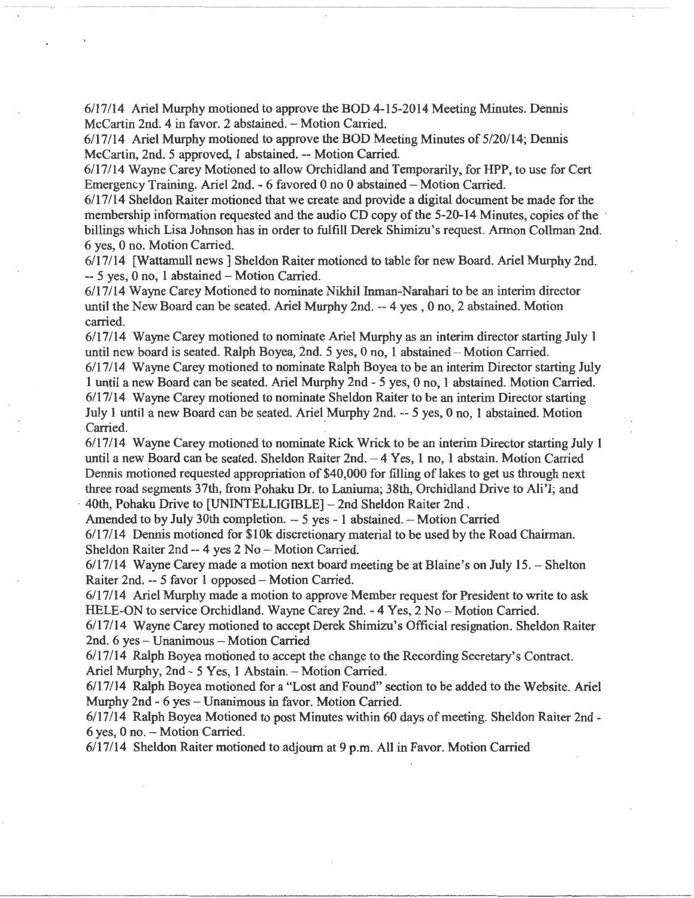6/17/14 Ariel Murphy motioned to approve the BOD 4-15-2014 Meeting Minutes. Dennis McCartin 2nd. 4 in favor. 2 abstained. – Motion Carried.

6/17/14 Ariel Murphy motioned to approve the BOD Meeting Minutes of 5/20/14; Dennis McCartin, 2nd. 5 approved, 1 abstained. -- Motion Carried.

6/17/14 Wayne Carey Motioned to allow Orchidland and Temporarily, for HPP, to use for Cert Emergency Training. Ariel 2nd. - 6 favored 0 no 0 abstained – Motion Carried.

6/17/14 Sheldon Raiter motioned that we create and provide a digital document be made for the membership information requested and the audio CD copy of the 5-20-14 Minutes, copies of the billings which Lisa Johnson has in order to fulfill Derek Shimizu's request. Armon Collman 2nd. 6 yes, 0 no. Motion Carried.

6/17/14 [Wattamull news ] Sheldon Raiter motioned to table for new Board. Ariel Murphy 2nd. -- 5 yes, 0 no, 1 abstained – Motion Carried.

6/17/14 Wayne Carey Motioned to nominate Nikhil Inman-Narahari to be an interim director until the New Board can be seated. Ariel Murphy 2nd. -- 4 yes , 0 no, 2 abstained. Motion carried.

6/17/14 Wayne Carey motioned to nominate Ariel Murphy as an interim director starting July 1 until new board is seated. Ralph Boyea, 2nd. 5 yes, 0 no, 1 abstained – Motion Carried.

6/17/14 Wayne Carey motioned to nominate Ralph Boyea to be an interim Director starting July 1 until a new Board can be seated. Ariel Murphy 2nd - 5 yes, 0 no, 1 abstained. Motion Carried.

6/17/14 Wayne Carey motioned to nominate Sheldon Raiter to be an interim Director starting July 1 until a new Board can be seated. Ariel Murphy 2nd. -- 5 yes, 0 no, 1 abstained. Motion Carried.

6/17/14 Wayne Carey motioned to nominate Rick Wrick to be an interim Director starting July 1 until a new Board can be seated. Sheldon Raiter 2nd. – 4 Yes, 1 no, 1 abstain. Motion Carried

Dennis motioned requested appropriation of $40,000 for filling of lakes to get us through next three road segments 37th, from Pohaku Dr. to Laniuma; 38th, Orchidland Drive to Ali'I; and 40th, Pohaku Drive to [UNINTELLIGIBLE] – 2nd Sheldon Raiter 2nd .

Amended to by July 30th completion. -- 5 yes - 1 abstained. – Motion Carried

6/17/14 Dennis motioned for $10k discretionary material to be used by the Road Chairman. Sheldon Raiter 2nd -- 4 yes 2 No – Motion Carried.

6/17/14 Wayne Carey made a motion next board meeting be at Blaine's on July 15. – Shelton Raiter 2nd. -- 5 favor 1 opposed – Motion Carried.

6/17/14 Ariel Murphy made a motion to approve Member request for President to write to ask HELE-ON to service Orchidland. Wayne Carey 2nd. - 4 Yes, 2 No – Motion Carried.

6/17/14 Wayne Carey motioned to accept Derek Shimizu's Official resignation. Sheldon Raiter 2nd. 6 yes – Unanimous – Motion Carried

6/17/14 Ralph Boyea motioned to accept the change to the Recording Secretary's Contract. Ariel Murphy, 2nd - 5 Yes, 1 Abstain. – Motion Carried.

6/17/14 Ralph Boyea motioned for a "Lost and Found" section to be added to the Website. Ariel Murphy 2nd - 6 yes – Unanimous in favor. Motion Carried.

6/17/14 Ralph Boyea Motioned to post Minutes within 60 days of meeting. Sheldon Raiter 2nd - 6 yes, 0 no. – Motion Carried.

6/17/14 Sheldon Raiter motioned to adjourn at 9 p.m. All in Favor. Motion Carried